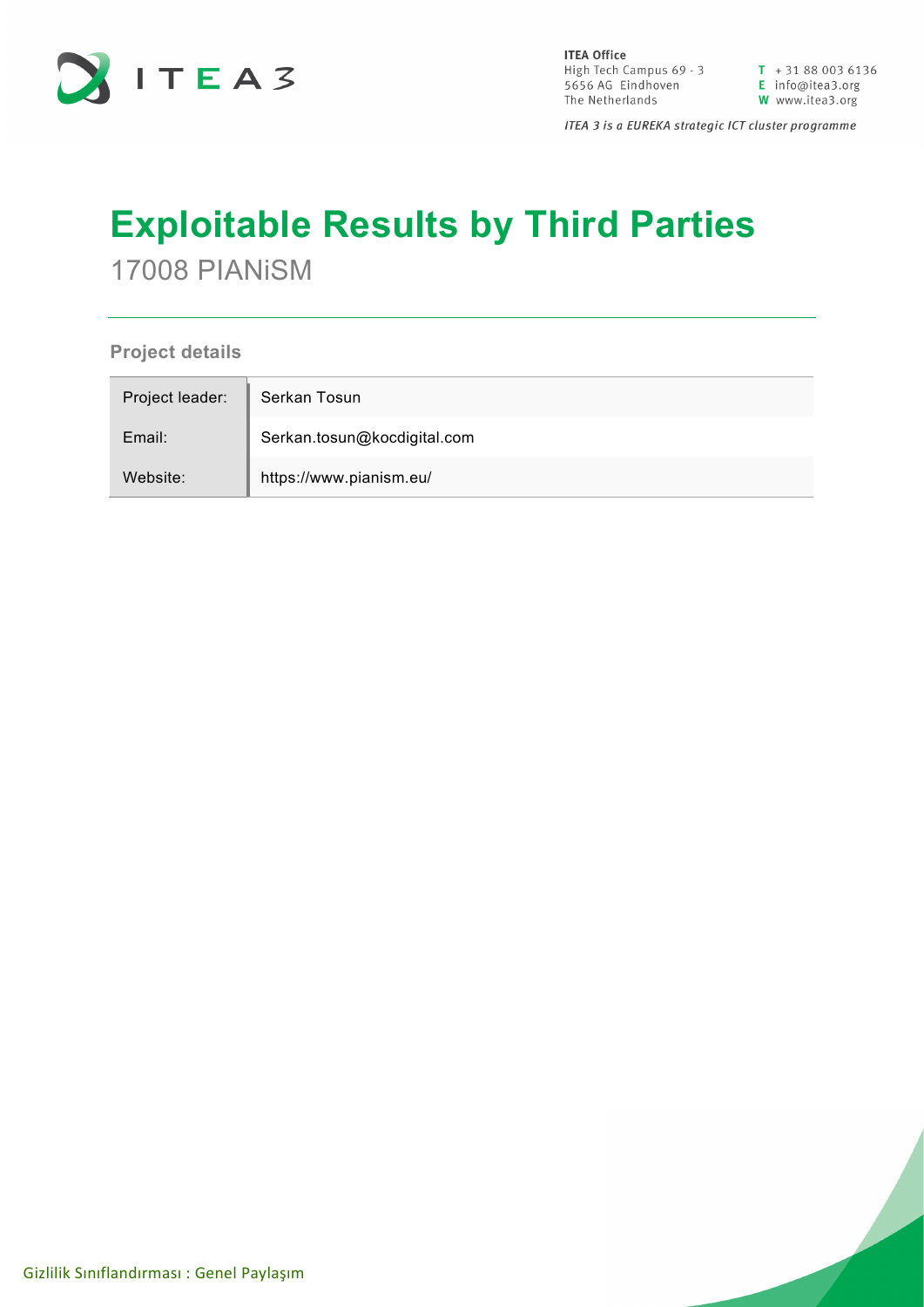**ITEA Office**
High Tech Campus 69 - 3
5656 AG Eindhoven
The Netherlands

T + 31 88 003 6136
E info@itea3.org
W www.itea3.org

*ITEA 3 is a EUREKA strategic ICT cluster programme*

# Exploitable Results by Third Parties

17008 PIANiSM

## Project details

| | |
|---|---|
| Project leader: | Serkan Tosun |
| Email: | Serkan.tosun@kocdigital.com |
| Website: | https://www.pianism.eu/ |

Gizlilik Sınıflandırması : Genel Paylaşım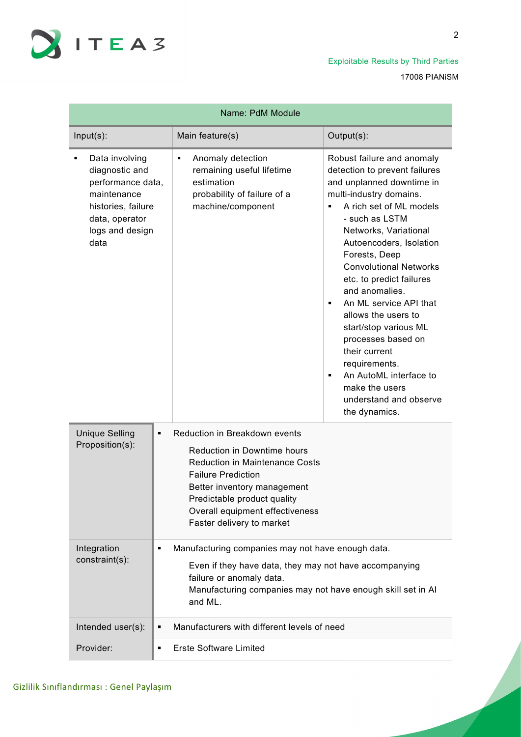| Name: PdM Module | | |
|---|---|---|
| Input(s): | Main feature(s) | Output(s): |
| ▪ Data involving diagnostic and performance data, maintenance histories, failure data, operator logs and design data | ▪ Anomaly detection remaining useful lifetime estimation probability of failure of a machine/component | Robust failure and anomaly detection to prevent failures and unplanned downtime in multi-industry domains.<br>▪ A rich set of ML models - such as LSTM Networks, Variational Autoencoders, Isolation Forests, Deep Convolutional Networks etc. to predict failures and anomalies.<br>▪ An ML service API that allows the users to start/stop various ML processes based on their current requirements.<br>▪ An AutoML interface to make the users understand and observe the dynamics. |
| Unique Selling Proposition(s): | ▪ Reduction in Breakdown events<br>Reduction in Downtime hours<br>Reduction in Maintenance Costs<br>Failure Prediction<br>Better inventory management<br>Predictable product quality<br>Overall equipment effectiveness<br>Faster delivery to market | |
| Integration constraint(s): | ▪ Manufacturing companies may not have enough data.<br>Even if they have data, they may not have accompanying failure or anomaly data.<br>Manufacturing companies may not have enough skill set in AI and ML. | |
| Intended user(s): | ▪ Manufacturers with different levels of need | |
| Provider: | ▪ Erste Software Limited | |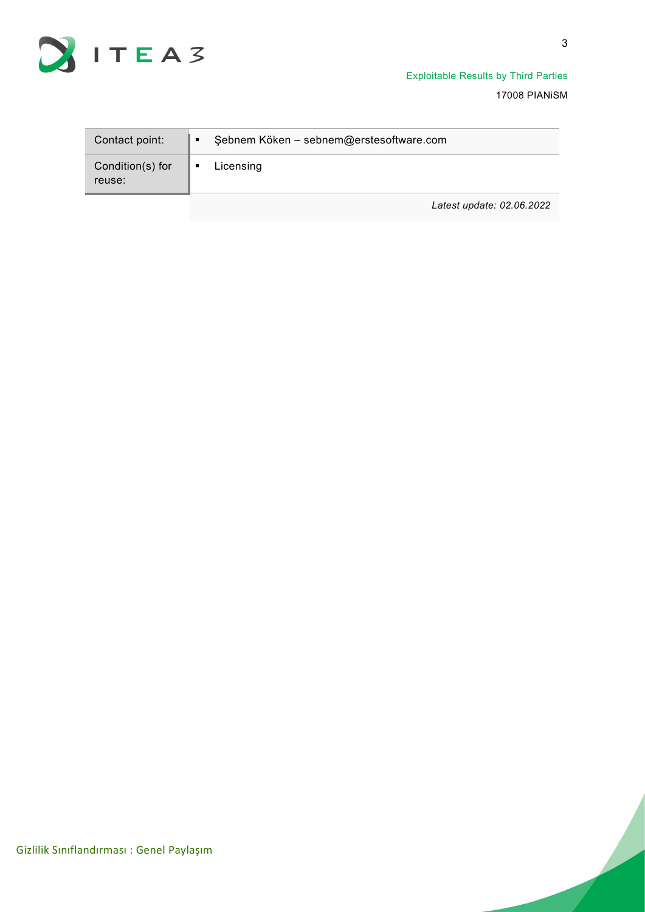| Contact point: | ▪ Şebnem Köken – sebnem@erstesoftware.com |
| --- | --- |
| Condition(s) for reuse: | ▪ Licensing |
| | *Latest update: 02.06.2022* |

Gizlilik Sınıflandırması : Genel Paylaşım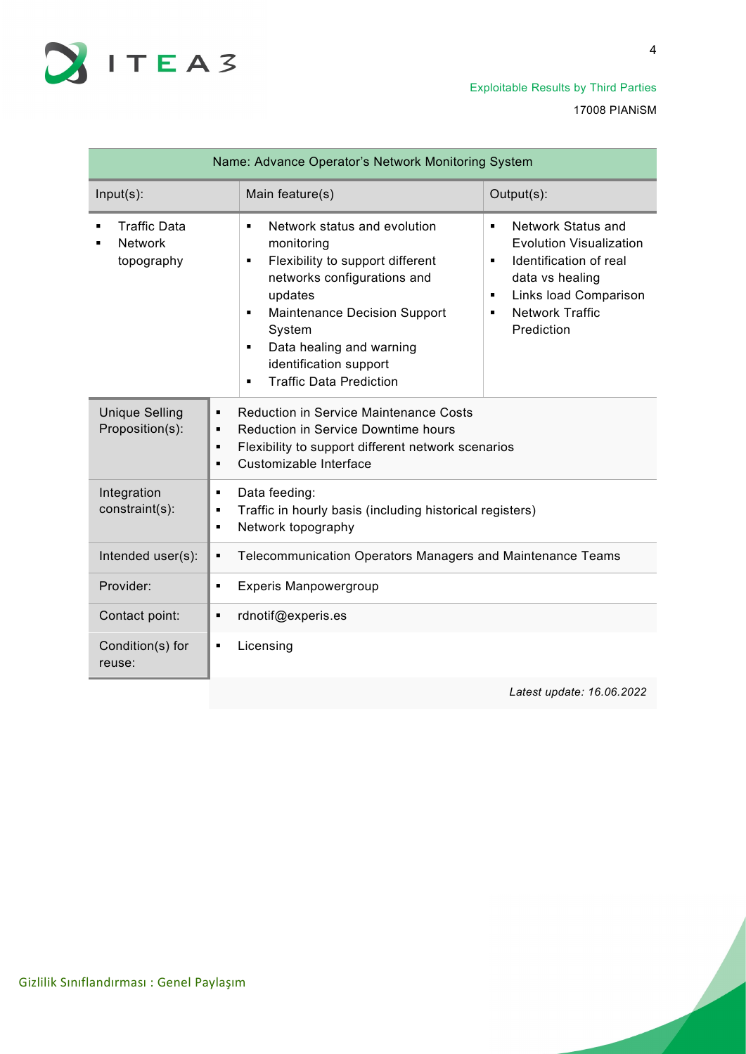| Name: Advance Operator's Network Monitoring System | | |
|---|---|---|
| Input(s): | Main feature(s) | Output(s): |
| ▪ Traffic Data<br>▪ Network topography | ▪ Network status and evolution monitoring<br>▪ Flexibility to support different networks configurations and updates<br>▪ Maintenance Decision Support System<br>▪ Data healing and warning identification support<br>▪ Traffic Data Prediction | ▪ Network Status and Evolution Visualization<br>▪ Identification of real data vs healing<br>▪ Links load Comparison<br>▪ Network Traffic Prediction |

| | |
|---|---|
| Unique Selling Proposition(s): | ▪ Reduction in Service Maintenance Costs<br>▪ Reduction in Service Downtime hours<br>▪ Flexibility to support different network scenarios<br>▪ Customizable Interface |
| Integration constraint(s): | ▪ Data feeding:<br>▪ Traffic in hourly basis (including historical registers)<br>▪ Network topography |
| Intended user(s): | ▪ Telecommunication Operators Managers and Maintenance Teams |
| Provider: | ▪ Experis Manpowergroup |
| Contact point: | ▪ rdnotif@experis.es |
| Condition(s) for reuse: | ▪ Licensing |

*Latest update: 16.06.2022*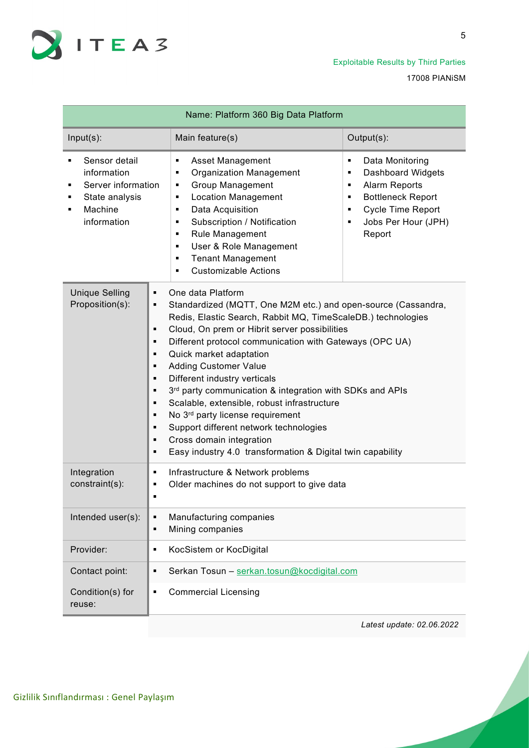| Name: Platform 360 Big Data Platform | | |
|---|---|---|
| **Input(s):** | **Main feature(s)** | **Output(s):** |
| ▪ Sensor detail information<br>▪ Server information<br>▪ State analysis<br>▪ Machine information | ▪ Asset Management<br>▪ Organization Management<br>▪ Group Management<br>▪ Location Management<br>▪ Data Acquisition<br>▪ Subscription / Notification<br>▪ Rule Management<br>▪ User & Role Management<br>▪ Tenant Management<br>▪ Customizable Actions | ▪ Data Monitoring<br>▪ Dashboard Widgets<br>▪ Alarm Reports<br>▪ Bottleneck Report<br>▪ Cycle Time Report<br>▪ Jobs Per Hour (JPH) Report |

| | |
|---|---|
| Unique Selling Proposition(s): | ▪ One data Platform<br>▪ Standardized (MQTT, One M2M etc.) and open-source (Cassandra, Redis, Elastic Search, Rabbit MQ, TimeScaleDB.) technologies<br>▪ Cloud, On prem or Hibrit server possibilities<br>▪ Different protocol communication with Gateways (OPC UA)<br>▪ Quick market adaptation<br>▪ Adding Customer Value<br>▪ Different industry verticals<br>▪ 3rd party communication & integration with SDKs and APIs<br>▪ Scalable, extensible, robust infrastructure<br>▪ No 3rd party license requirement<br>▪ Support different network technologies<br>▪ Cross domain integration<br>▪ Easy industry 4.0 transformation & Digital twin capability |
| Integration constraint(s): | ▪ Infrastructure & Network problems<br>▪ Older machines do not support to give data<br>▪ |
| Intended user(s): | ▪ Manufacturing companies<br>▪ Mining companies |
| Provider: | ▪ KocSistem or KocDigital |
| Contact point: | ▪ Serkan Tosun – serkan.tosun@kocdigital.com |
| Condition(s) for reuse: | ▪ Commercial Licensing |

*Latest update: 02.06.2022*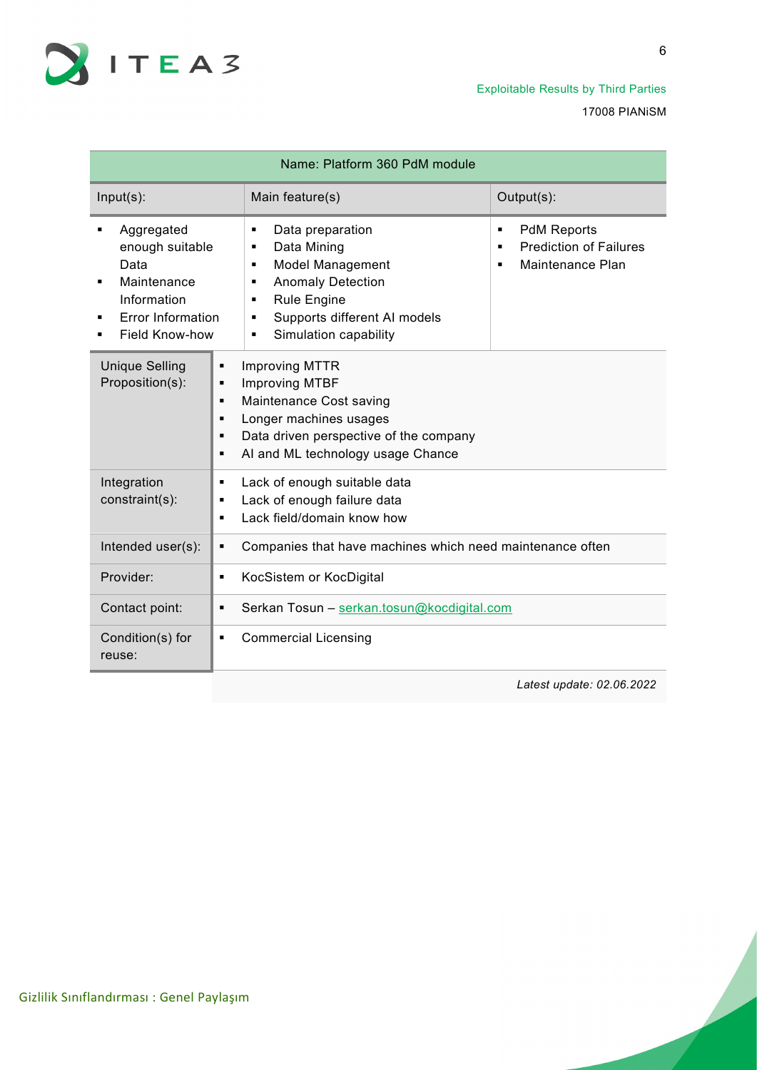| Name: Platform 360 PdM module | | |
|---|---|---|
| Input(s): | Main feature(s) | Output(s): |
| ▪ Aggregated enough suitable Data<br>▪ Maintenance Information<br>▪ Error Information<br>▪ Field Know-how | ▪ Data preparation<br>▪ Data Mining<br>▪ Model Management<br>▪ Anomaly Detection<br>▪ Rule Engine<br>▪ Supports different AI models<br>▪ Simulation capability | ▪ PdM Reports<br>▪ Prediction of Failures<br>▪ Maintenance Plan |

| | |
|---|---|
| Unique Selling Proposition(s): | ▪ Improving MTTR<br>▪ Improving MTBF<br>▪ Maintenance Cost saving<br>▪ Longer machines usages<br>▪ Data driven perspective of the company<br>▪ AI and ML technology usage Chance |
| Integration constraint(s): | ▪ Lack of enough suitable data<br>▪ Lack of enough failure data<br>▪ Lack field/domain know how |
| Intended user(s): | ▪ Companies that have machines which need maintenance often |
| Provider: | ▪ KocSistem or KocDigital |
| Contact point: | ▪ Serkan Tosun – serkan.tosun@kocdigital.com |
| Condition(s) for reuse: | ▪ Commercial Licensing |

*Latest update: 02.06.2022*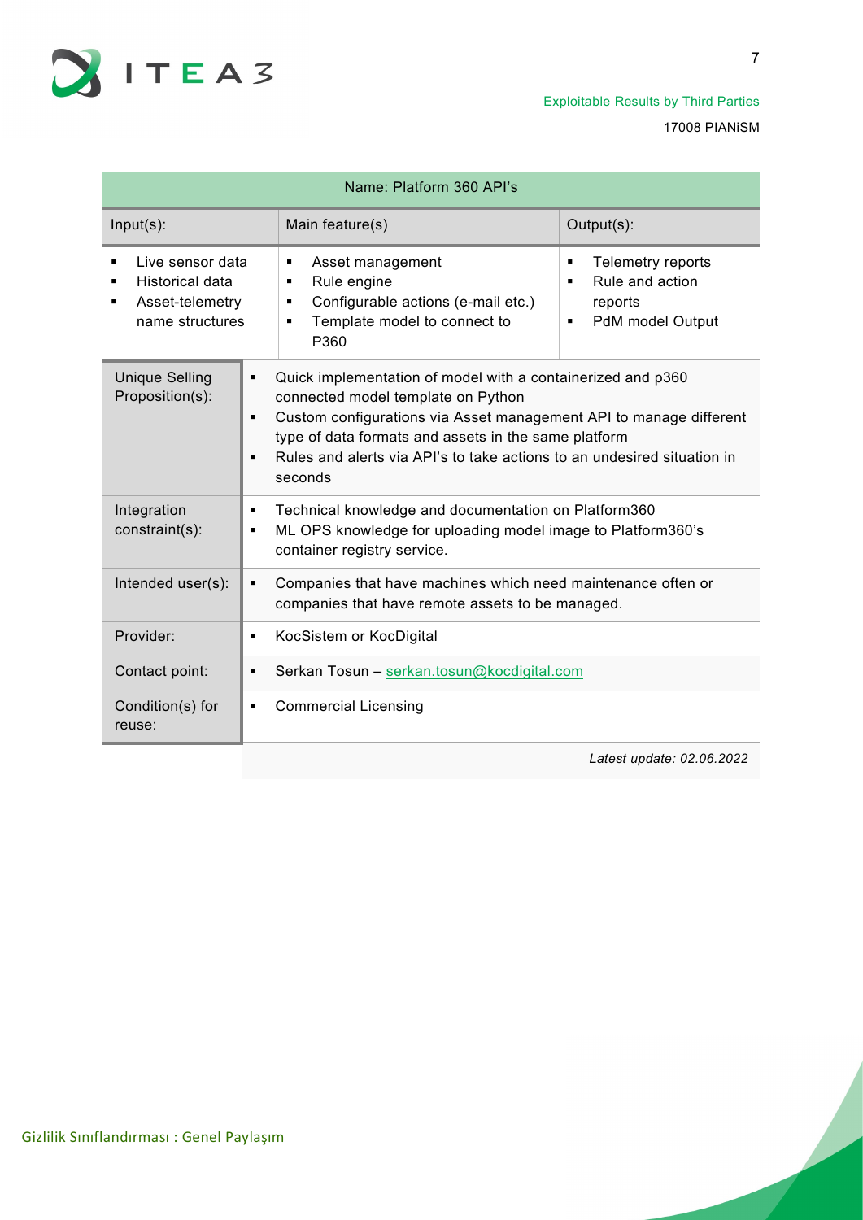| Name: Platform 360 API's | | |
|---|---|---|
| Input(s): | Main feature(s) | Output(s): |
| ▪ Live sensor data<br>▪ Historical data<br>▪ Asset-telemetry name structures | ▪ Asset management<br>▪ Rule engine<br>▪ Configurable actions (e-mail etc.)<br>▪ Template model to connect to P360 | ▪ Telemetry reports<br>▪ Rule and action reports<br>▪ PdM model Output |

| | |
|---|---|
| Unique Selling Proposition(s): | ▪ Quick implementation of model with a containerized and p360 connected model template on Python<br>▪ Custom configurations via Asset management API to manage different type of data formats and assets in the same platform<br>▪ Rules and alerts via API's to take actions to an undesired situation in seconds |
| Integration constraint(s): | ▪ Technical knowledge and documentation on Platform360<br>▪ ML OPS knowledge for uploading model image to Platform360's container registry service. |
| Intended user(s): | ▪ Companies that have machines which need maintenance often or companies that have remote assets to be managed. |
| Provider: | ▪ KocSistem or KocDigital |
| Contact point: | ▪ Serkan Tosun – serkan.tosun@kocdigital.com |
| Condition(s) for reuse: | ▪ Commercial Licensing |

*Latest update: 02.06.2022*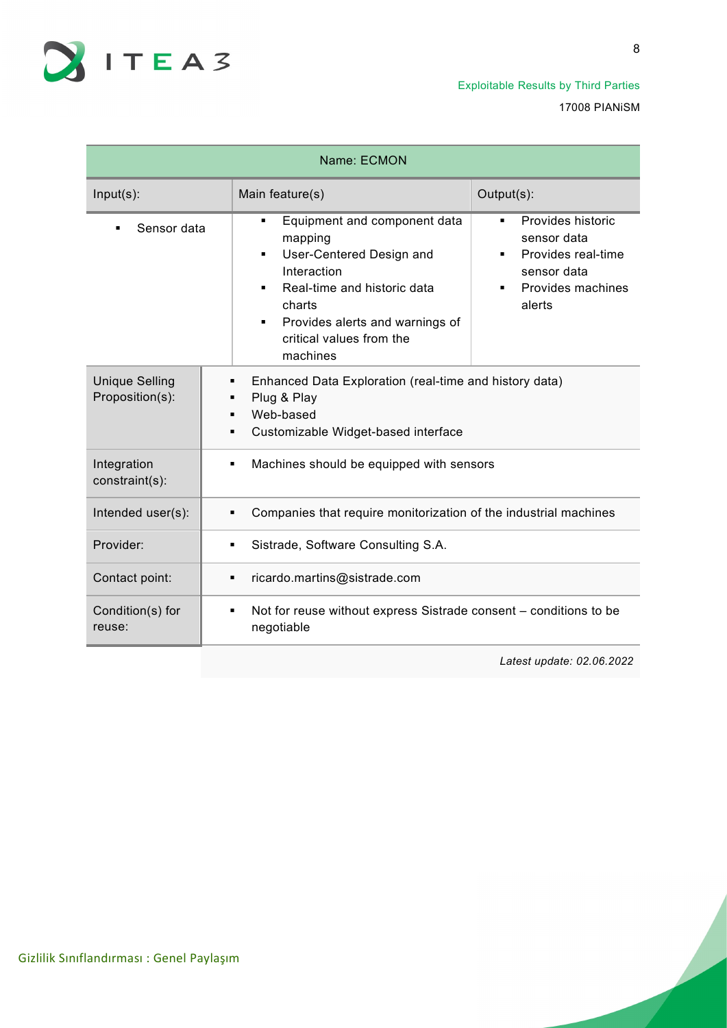| Name: ECMON | | |
|---|---|---|
| Input(s): | Main feature(s) | Output(s): |
| ▪ Sensor data | ▪ Equipment and component data mapping<br>▪ User-Centered Design and Interaction<br>▪ Real-time and historic data charts<br>▪ Provides alerts and warnings of critical values from the machines | ▪ Provides historic sensor data<br>▪ Provides real-time sensor data<br>▪ Provides machines alerts |

| | |
|---|---|
| Unique Selling Proposition(s): | ▪ Enhanced Data Exploration (real-time and history data)<br>▪ Plug & Play<br>▪ Web-based<br>▪ Customizable Widget-based interface |
| Integration constraint(s): | ▪ Machines should be equipped with sensors |
| Intended user(s): | ▪ Companies that require monitorization of the industrial machines |
| Provider: | ▪ Sistrade, Software Consulting S.A. |
| Contact point: | ▪ ricardo.martins@sistrade.com |
| Condition(s) for reuse: | ▪ Not for reuse without express Sistrade consent – conditions to be negotiable |

*Latest update: 02.06.2022*

Gizlilik Sınıflandırması : Genel Paylaşım